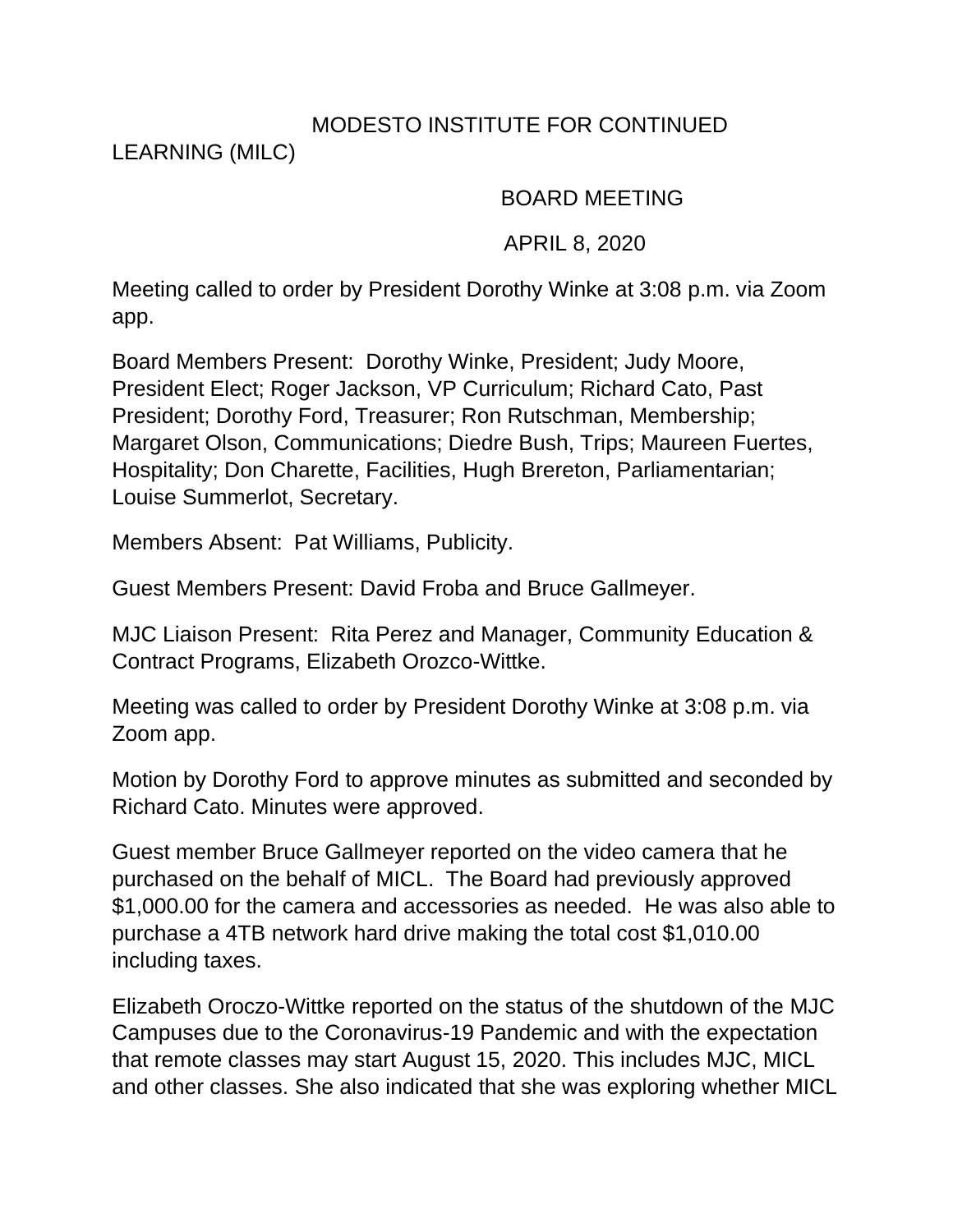# MODESTO INSTITUTE FOR CONTINUED LEARNING (MILC)

## BOARD MEETING

## APRIL 8, 2020

Meeting called to order by President Dorothy Winke at 3:08 p.m. via Zoom app.

Board Members Present: Dorothy Winke, President; Judy Moore, President Elect; Roger Jackson, VP Curriculum; Richard Cato, Past President; Dorothy Ford, Treasurer; Ron Rutschman, Membership; Margaret Olson, Communications; Diedre Bush, Trips; Maureen Fuertes, Hospitality; Don Charette, Facilities, Hugh Brereton, Parliamentarian; Louise Summerlot, Secretary.

Members Absent: Pat Williams, Publicity.

Guest Members Present: David Froba and Bruce Gallmeyer.

MJC Liaison Present: Rita Perez and Manager, Community Education & Contract Programs, Elizabeth Orozco-Wittke.

Meeting was called to order by President Dorothy Winke at 3:08 p.m. via Zoom app.

Motion by Dorothy Ford to approve minutes as submitted and seconded by Richard Cato. Minutes were approved.

Guest member Bruce Gallmeyer reported on the video camera that he purchased on the behalf of MICL. The Board had previously approved $1,000.00 for the camera and accessories as needed. He was also able to purchase a 4TB network hard drive making the total cost $1,010.00 including taxes.

Elizabeth Oroczo-Wittke reported on the status of the shutdown of the MJC Campuses due to the Coronavirus-19 Pandemic and with the expectation that remote classes may start August 15, 2020. This includes MJC, MICL and other classes. She also indicated that she was exploring whether MICL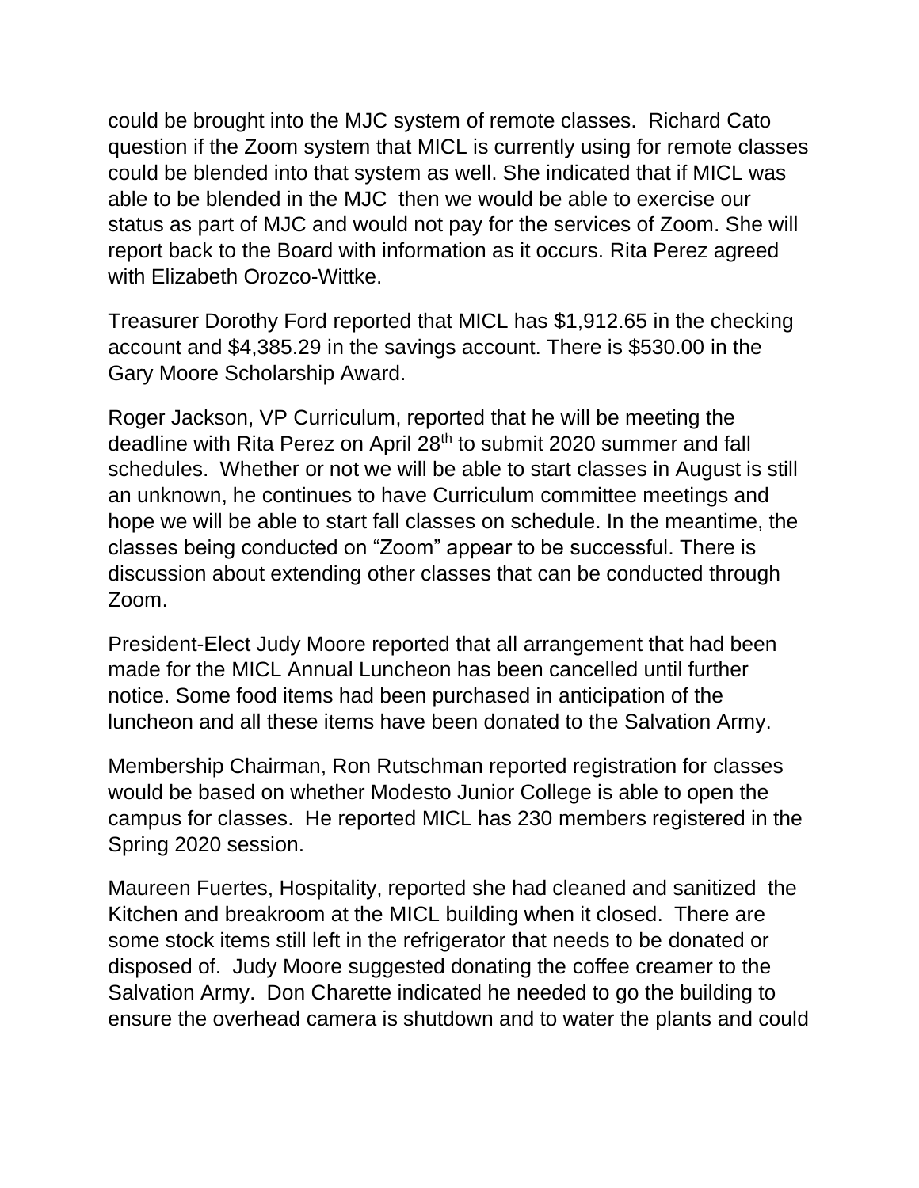could be brought into the MJC system of remote classes. Richard Cato question if the Zoom system that MICL is currently using for remote classes could be blended into that system as well. She indicated that if MICL was able to be blended in the MJC then we would be able to exercise our status as part of MJC and would not pay for the services of Zoom. She will report back to the Board with information as it occurs. Rita Perez agreed with Elizabeth Orozco-Wittke.

Treasurer Dorothy Ford reported that MICL has $1,912.65 in the checking account and $4,385.29 in the savings account. There is $530.00 in the Gary Moore Scholarship Award.

Roger Jackson, VP Curriculum, reported that he will be meeting the deadline with Rita Perez on April 28th to submit 2020 summer and fall schedules. Whether or not we will be able to start classes in August is still an unknown, he continues to have Curriculum committee meetings and hope we will be able to start fall classes on schedule. In the meantime, the classes being conducted on "Zoom" appear to be successful. There is discussion about extending other classes that can be conducted through Zoom.

President-Elect Judy Moore reported that all arrangement that had been made for the MICL Annual Luncheon has been cancelled until further notice. Some food items had been purchased in anticipation of the luncheon and all these items have been donated to the Salvation Army.

Membership Chairman, Ron Rutschman reported registration for classes would be based on whether Modesto Junior College is able to open the campus for classes. He reported MICL has 230 members registered in the Spring 2020 session.

Maureen Fuertes, Hospitality, reported she had cleaned and sanitized the Kitchen and breakroom at the MICL building when it closed. There are some stock items still left in the refrigerator that needs to be donated or disposed of. Judy Moore suggested donating the coffee creamer to the Salvation Army. Don Charette indicated he needed to go the building to ensure the overhead camera is shutdown and to water the plants and could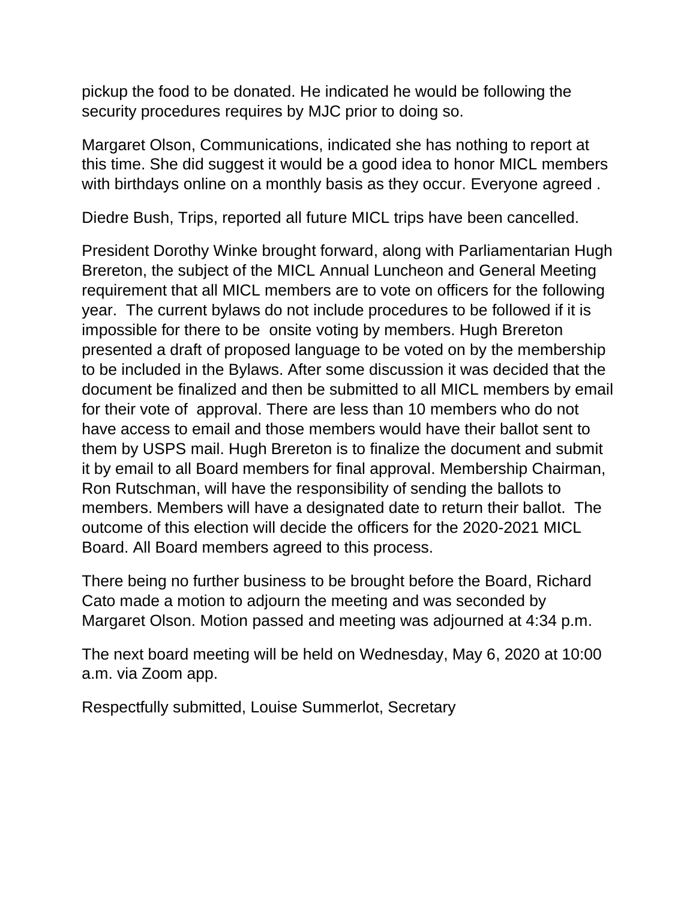pickup the food to be donated. He indicated he would be following the security procedures requires by MJC prior to doing so.

Margaret Olson, Communications, indicated she has nothing to report at this time. She did suggest it would be a good idea to honor MICL members with birthdays online on a monthly basis as they occur. Everyone agreed .

Diedre Bush, Trips, reported all future MICL trips have been cancelled.

President Dorothy Winke brought forward, along with Parliamentarian Hugh Brereton, the subject of the MICL Annual Luncheon and General Meeting requirement that all MICL members are to vote on officers for the following year. The current bylaws do not include procedures to be followed if it is impossible for there to be onsite voting by members. Hugh Brereton presented a draft of proposed language to be voted on by the membership to be included in the Bylaws. After some discussion it was decided that the document be finalized and then be submitted to all MICL members by email for their vote of approval. There are less than 10 members who do not have access to email and those members would have their ballot sent to them by USPS mail. Hugh Brereton is to finalize the document and submit it by email to all Board members for final approval. Membership Chairman, Ron Rutschman, will have the responsibility of sending the ballots to members. Members will have a designated date to return their ballot. The outcome of this election will decide the officers for the 2020-2021 MICL Board. All Board members agreed to this process.

There being no further business to be brought before the Board, Richard Cato made a motion to adjourn the meeting and was seconded by Margaret Olson. Motion passed and meeting was adjourned at 4:34 p.m.

The next board meeting will be held on Wednesday, May 6, 2020 at 10:00 a.m. via Zoom app.

Respectfully submitted, Louise Summerlot, Secretary